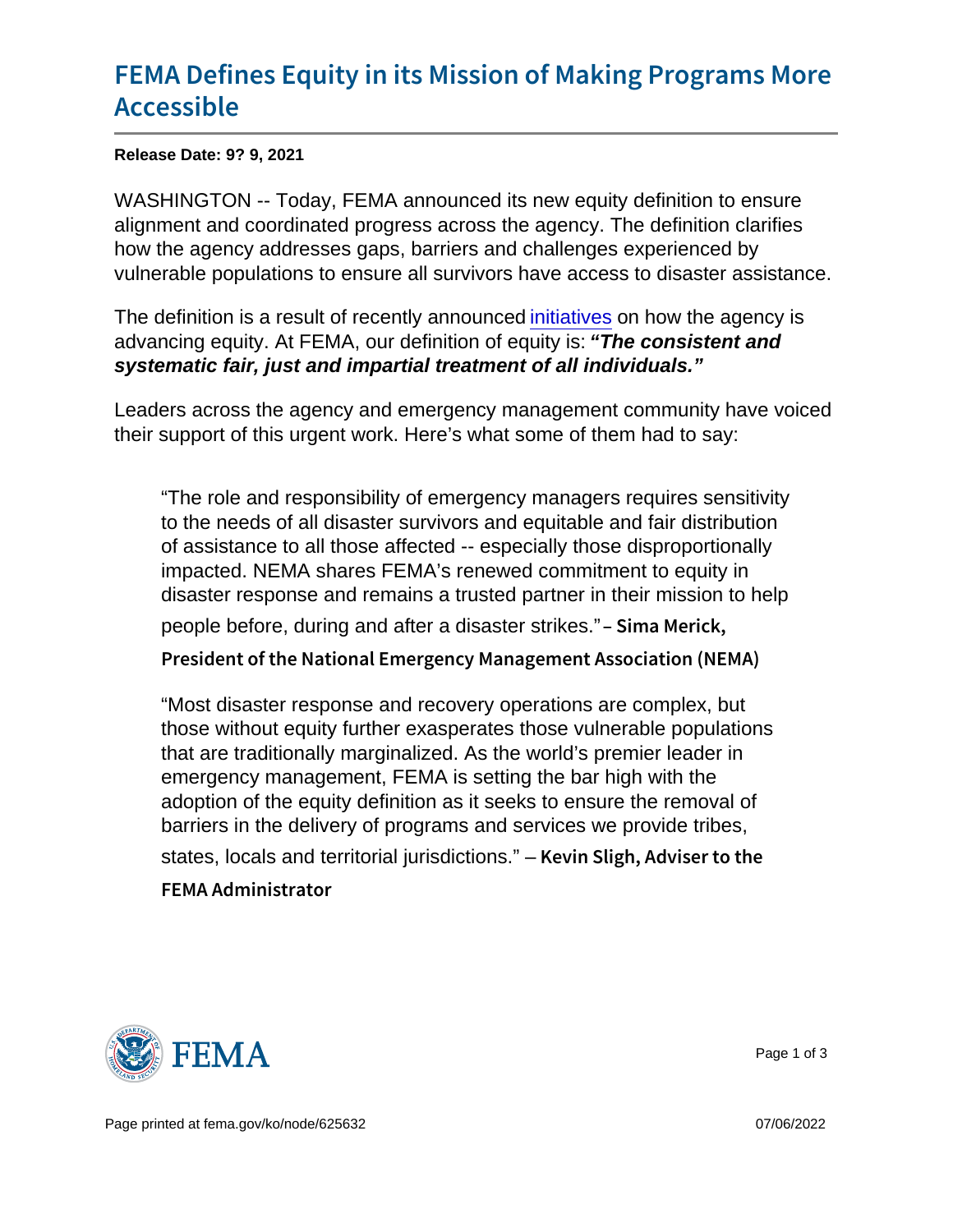# FEMA Defines Equity in its Mission of Making Programs More Accessible

Release Date: 9? 9, 2021

WASHINGTON -- Today, FEMA announced its new equity definition to ensure alignment and coordinated progress across the agency. The definition clarifies how the agency addresses gaps, barriers and challenges experienced by vulnerable populations to ensure all survivors have access to disaster assistance.

The definition is a result of recently announced initiatives on how the agency is advancing equity. At FEMA, our definition of equity is: ***"The consistent and systematic fair, just and impartial treatment of all individuals."***

Leaders across the agency and emergency management community have voiced their support of this urgent work. Here's what some of them had to say:

> "The role and responsibility of emergency managers requires sensitivity to the needs of all disaster survivors and equitable and fair distribution of assistance to all those affected -- especially those disproportionally impacted. NEMA shares FEMA's renewed commitment to equity in disaster response and remains a trusted partner in their mission to help people before, during and after a disaster strikes." – **Sima Merick, President of the National Emergency Management Association (NEMA)**

> "Most disaster response and recovery operations are complex, but those without equity further exasperates those vulnerable populations that are traditionally marginalized. As the world's premier leader in emergency management, FEMA is setting the bar high with the adoption of the equity definition as it seeks to ensure the removal of barriers in the delivery of programs and services we provide tribes, states, locals and territorial jurisdictions." – **Kevin Sligh, Adviser to the FEMA Administrator**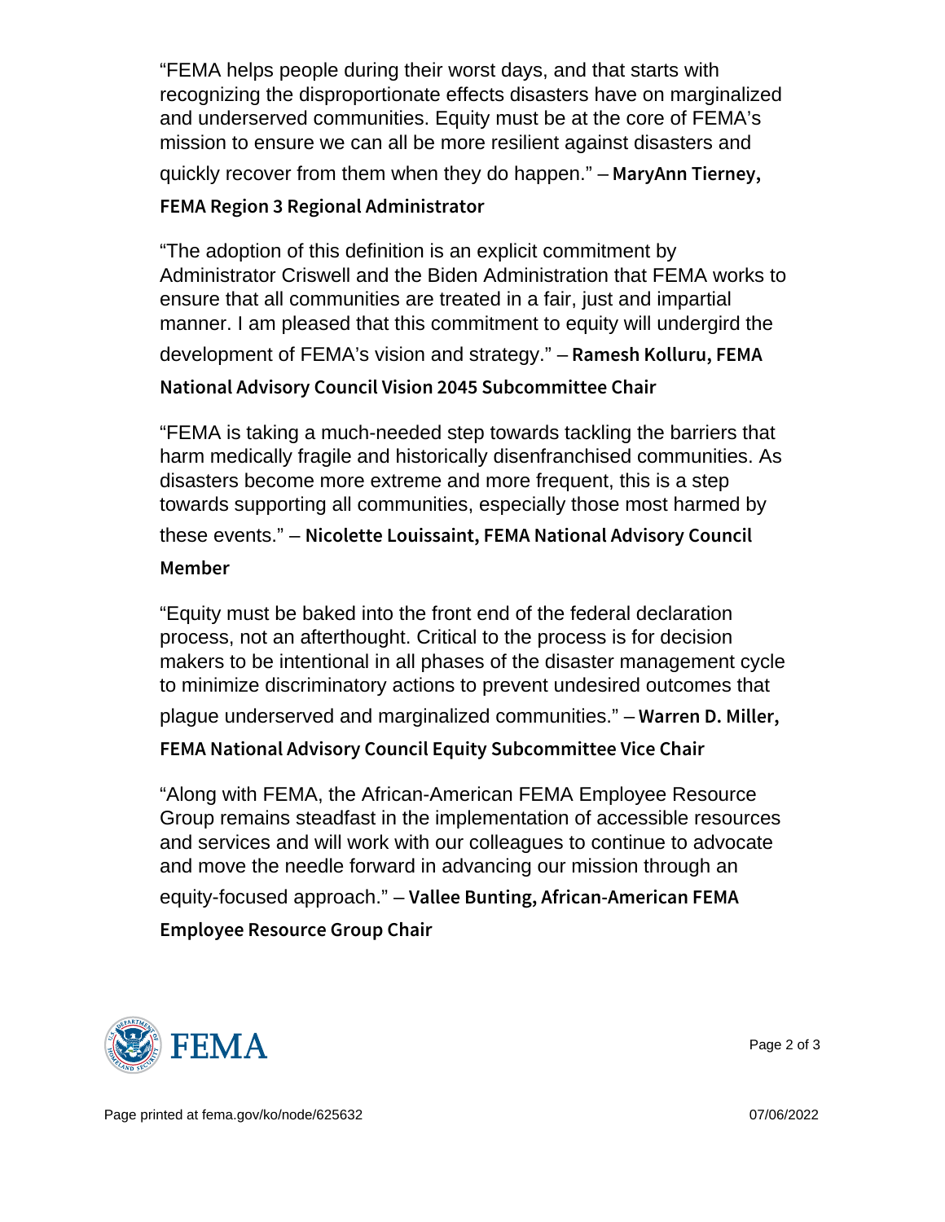"FEMA helps people during their worst days, and that starts with recognizing the disproportionate effects disasters have on marginalized and underserved communities. Equity must be at the core of FEMA's mission to ensure we can all be more resilient against disasters and quickly recover from them when they do happen." – **MaryAnn Tierney, FEMA Region 3 Regional Administrator**

"The adoption of this definition is an explicit commitment by Administrator Criswell and the Biden Administration that FEMA works to ensure that all communities are treated in a fair, just and impartial manner. I am pleased that this commitment to equity will undergird the development of FEMA's vision and strategy." – **Ramesh Kolluru, FEMA National Advisory Council Vision 2045 Subcommittee Chair**

"FEMA is taking a much-needed step towards tackling the barriers that harm medically fragile and historically disenfranchised communities. As disasters become more extreme and more frequent, this is a step towards supporting all communities, especially those most harmed by these events." – **Nicolette Louissaint, FEMA National Advisory Council Member**

"Equity must be baked into the front end of the federal declaration process, not an afterthought. Critical to the process is for decision makers to be intentional in all phases of the disaster management cycle to minimize discriminatory actions to prevent undesired outcomes that plague underserved and marginalized communities." – **Warren D. Miller, FEMA National Advisory Council Equity Subcommittee Vice Chair**

"Along with FEMA, the African-American FEMA Employee Resource Group remains steadfast in the implementation of accessible resources and services and will work with our colleagues to continue to advocate and move the needle forward in advancing our mission through an equity-focused approach." – **Vallee Bunting, African-American FEMA Employee Resource Group Chair**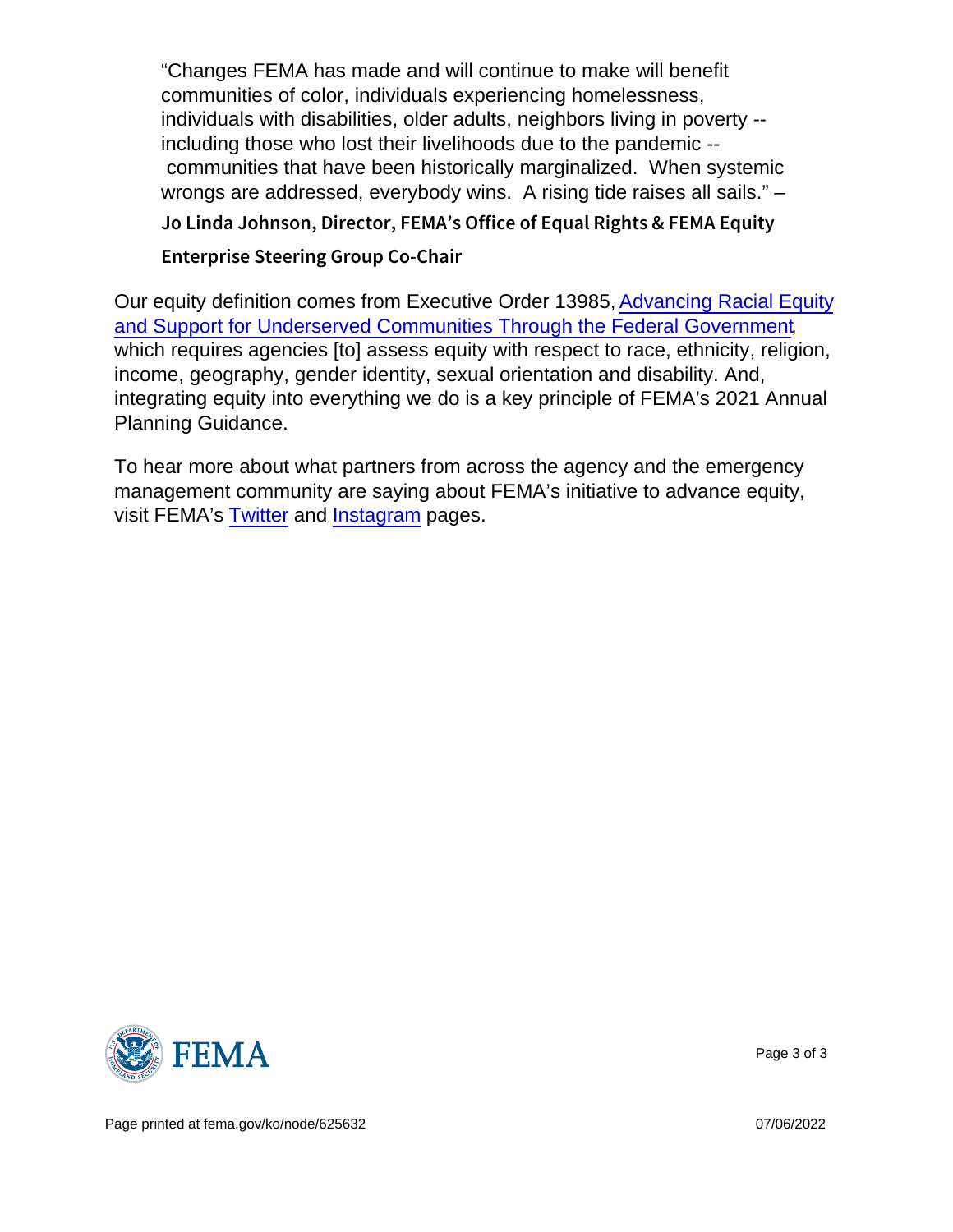> "Changes FEMA has made and will continue to make will benefit communities of color, individuals experiencing homelessness, individuals with disabilities, older adults, neighbors living in poverty -- including those who lost their livelihoods due to the pandemic -- communities that have been historically marginalized. When systemic wrongs are addressed, everybody wins. A rising tide raises all sails." – **Jo Linda Johnson, Director, FEMA's Office of Equal Rights & FEMA Equity Enterprise Steering Group Co-Chair**

Our equity definition comes from Executive Order 13985, Advancing Racial Equity and Support for Underserved Communities Through the Federal Government, which requires agencies [to] assess equity with respect to race, ethnicity, religion, income, geography, gender identity, sexual orientation and disability. And, integrating equity into everything we do is a key principle of FEMA's 2021 Annual Planning Guidance.

To hear more about what partners from across the agency and the emergency management community are saying about FEMA's initiative to advance equity, visit FEMA's Twitter and Instagram pages.